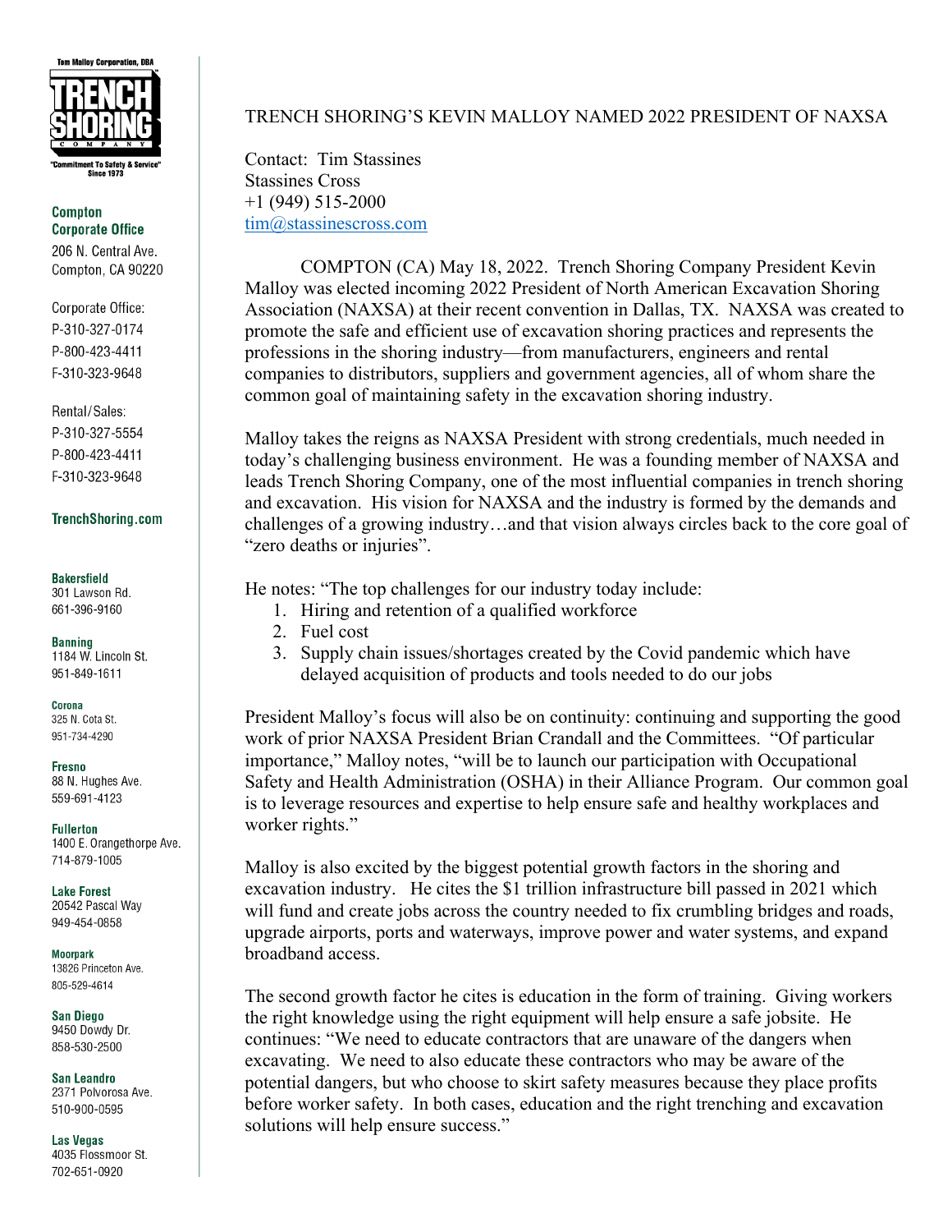Tom Malloy Corporation, DBA

TRENCH SHORING COMPANY

"Commitment To Safety & Service" Since 1973

**Compton Corporate Office**
206 N. Central Ave.
Compton, CA 90220

Corporate Office:
P-310-327-0174
P-800-423-4411
F-310-323-9648

Rental/Sales:
P-310-327-5554
P-800-423-4411
F-310-323-9648

**TrenchShoring.com**

**Bakersfield**
301 Lawson Rd.
661-396-9160

**Banning**
1184 W. Lincoln St.
951-849-1611

**Corona**
325 N. Cota St.
951-734-4290

**Fresno**
88 N. Hughes Ave.
559-691-4123

**Fullerton**
1400 E. Orangethorpe Ave.
714-879-1005

**Lake Forest**
20542 Pascal Way
949-454-0858

**Moorpark**
13826 Princeton Ave.
805-529-4614

**San Diego**
9450 Dowdy Dr.
858-530-2500

**San Leandro**
2371 Polvorosa Ave.
510-900-0595

**Las Vegas**
4035 Flossmoor St.
702-651-0920

# TRENCH SHORING'S KEVIN MALLOY NAMED 2022 PRESIDENT OF NAXSA

Contact: Tim Stassines
Stassines Cross
+1 (949) 515-2000
tim@stassinescross.com

COMPTON (CA) May 18, 2022. Trench Shoring Company President Kevin Malloy was elected incoming 2022 President of North American Excavation Shoring Association (NAXSA) at their recent convention in Dallas, TX. NAXSA was created to promote the safe and efficient use of excavation shoring practices and represents the professions in the shoring industry—from manufacturers, engineers and rental companies to distributors, suppliers and government agencies, all of whom share the common goal of maintaining safety in the excavation shoring industry.

Malloy takes the reigns as NAXSA President with strong credentials, much needed in today's challenging business environment. He was a founding member of NAXSA and leads Trench Shoring Company, one of the most influential companies in trench shoring and excavation. His vision for NAXSA and the industry is formed by the demands and challenges of a growing industry…and that vision always circles back to the core goal of "zero deaths or injuries".

He notes: "The top challenges for our industry today include:

1. Hiring and retention of a qualified workforce
2. Fuel cost
3. Supply chain issues/shortages created by the Covid pandemic which have delayed acquisition of products and tools needed to do our jobs

President Malloy's focus will also be on continuity: continuing and supporting the good work of prior NAXSA President Brian Crandall and the Committees. "Of particular importance," Malloy notes, "will be to launch our participation with Occupational Safety and Health Administration (OSHA) in their Alliance Program. Our common goal is to leverage resources and expertise to help ensure safe and healthy workplaces and worker rights."

Malloy is also excited by the biggest potential growth factors in the shoring and excavation industry. He cites the $1 trillion infrastructure bill passed in 2021 which will fund and create jobs across the country needed to fix crumbling bridges and roads, upgrade airports, ports and waterways, improve power and water systems, and expand broadband access.

The second growth factor he cites is education in the form of training. Giving workers the right knowledge using the right equipment will help ensure a safe jobsite. He continues: "We need to educate contractors that are unaware of the dangers when excavating. We need to also educate these contractors who may be aware of the potential dangers, but who choose to skirt safety measures because they place profits before worker safety. In both cases, education and the right trenching and excavation solutions will help ensure success."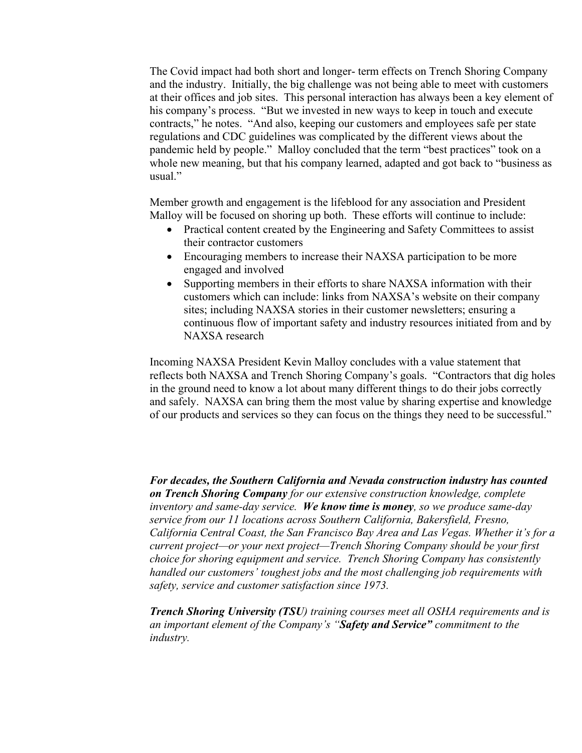The Covid impact had both short and longer- term effects on Trench Shoring Company and the industry. Initially, the big challenge was not being able to meet with customers at their offices and job sites. This personal interaction has always been a key element of his company's process. "But we invested in new ways to keep in touch and execute contracts," he notes. "And also, keeping our customers and employees safe per state regulations and CDC guidelines was complicated by the different views about the pandemic held by people." Malloy concluded that the term "best practices" took on a whole new meaning, but that his company learned, adapted and got back to "business as usual."

Member growth and engagement is the lifeblood for any association and President Malloy will be focused on shoring up both. These efforts will continue to include:

- Practical content created by the Engineering and Safety Committees to assist their contractor customers
- Encouraging members to increase their NAXSA participation to be more engaged and involved
- Supporting members in their efforts to share NAXSA information with their customers which can include: links from NAXSA's website on their company sites; including NAXSA stories in their customer newsletters; ensuring a continuous flow of important safety and industry resources initiated from and by NAXSA research

Incoming NAXSA President Kevin Malloy concludes with a value statement that reflects both NAXSA and Trench Shoring Company's goals. "Contractors that dig holes in the ground need to know a lot about many different things to do their jobs correctly and safely. NAXSA can bring them the most value by sharing expertise and knowledge of our products and services so they can focus on the things they need to be successful."

***For decades, the Southern California and Nevada construction industry has counted on Trench Shoring Company*** *for our extensive construction knowledge, complete inventory and same-day service.* ***We know time is money****, so we produce same-day service from our 11 locations across Southern California, Bakersfield, Fresno, California Central Coast, the San Francisco Bay Area and Las Vegas. Whether it's for a current project—or your next project—Trench Shoring Company should be your first choice for shoring equipment and service. Trench Shoring Company has consistently handled our customers' toughest jobs and the most challenging job requirements with safety, service and customer satisfaction since 1973.*

***Trench Shoring University (TSU****) training courses meet all OSHA requirements and is an important element of the Company's "****Safety and Service"*** *commitment to the industry.*